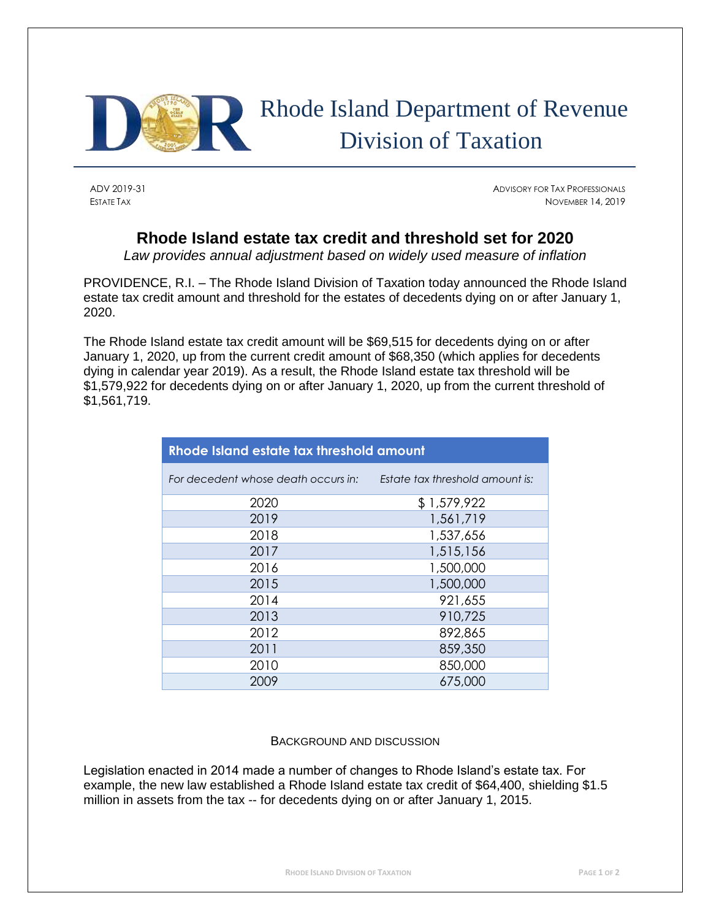# Rhode Island Department of Revenue
## Division of Taxation

ADV 2019-31
ESTATE TAX

ADVISORY FOR TAX PROFESSIONALS
NOVEMBER 14, 2019

## Rhode Island estate tax credit and threshold set for 2020

*Law provides annual adjustment based on widely used measure of inflation*

PROVIDENCE, R.I. – The Rhode Island Division of Taxation today announced the Rhode Island estate tax credit amount and threshold for the estates of decedents dying on or after January 1, 2020.

The Rhode Island estate tax credit amount will be $69,515 for decedents dying on or after January 1, 2020, up from the current credit amount of $68,350 (which applies for decedents dying in calendar year 2019). As a result, the Rhode Island estate tax threshold will be $1,579,922 for decedents dying on or after January 1, 2020, up from the current threshold of $1,561,719.

| Rhode Island estate tax threshold amount | |
|---|---|
| *For decedent whose death occurs in:* | *Estate tax threshold amount is:* |
| 2020 | $ 1,579,922 |
| 2019 | 1,561,719 |
| 2018 | 1,537,656 |
| 2017 | 1,515,156 |
| 2016 | 1,500,000 |
| 2015 | 1,500,000 |
| 2014 | 921,655 |
| 2013 | 910,725 |
| 2012 | 892,865 |
| 2011 | 859,350 |
| 2010 | 850,000 |
| 2009 | 675,000 |

### BACKGROUND AND DISCUSSION

Legislation enacted in 2014 made a number of changes to Rhode Island's estate tax. For example, the new law established a Rhode Island estate tax credit of $64,400, shielding $1.5 million in assets from the tax -- for decedents dying on or after January 1, 2015.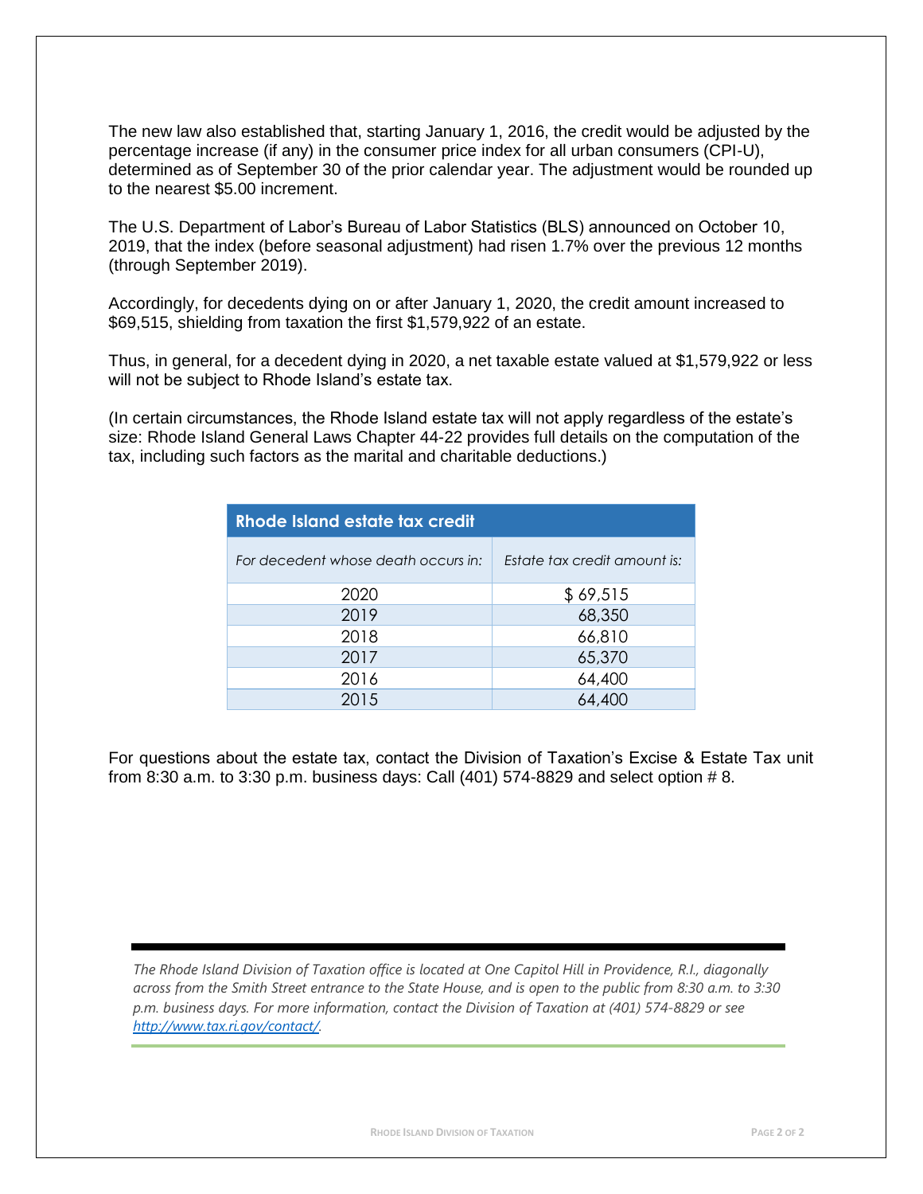The new law also established that, starting January 1, 2016, the credit would be adjusted by the percentage increase (if any) in the consumer price index for all urban consumers (CPI-U), determined as of September 30 of the prior calendar year. The adjustment would be rounded up to the nearest $5.00 increment.

The U.S. Department of Labor's Bureau of Labor Statistics (BLS) announced on October 10, 2019, that the index (before seasonal adjustment) had risen 1.7% over the previous 12 months (through September 2019).

Accordingly, for decedents dying on or after January 1, 2020, the credit amount increased to $69,515, shielding from taxation the first $1,579,922 of an estate.

Thus, in general, for a decedent dying in 2020, a net taxable estate valued at $1,579,922 or less will not be subject to Rhode Island's estate tax.

(In certain circumstances, the Rhode Island estate tax will not apply regardless of the estate's size: Rhode Island General Laws Chapter 44-22 provides full details on the computation of the tax, including such factors as the marital and charitable deductions.)

| **Rhode Island estate tax credit** | |
|---|---|
| *For decedent whose death occurs in:* | *Estate tax credit amount is:* |
| 2020 | $ 69,515 |
| 2019 | 68,350 |
| 2018 | 66,810 |
| 2017 | 65,370 |
| 2016 | 64,400 |
| 2015 | 64,400 |

For questions about the estate tax, contact the Division of Taxation's Excise & Estate Tax unit from 8:30 a.m. to 3:30 p.m. business days: Call (401) 574-8829 and select option # 8.

---

*The Rhode Island Division of Taxation office is located at One Capitol Hill in Providence, R.I., diagonally across from the Smith Street entrance to the State House, and is open to the public from 8:30 a.m. to 3:30 p.m. business days. For more information, contact the Division of Taxation at (401) 574-8829 or see [http://www.tax.ri.gov/contact/](http://www.tax.ri.gov/contact/).*